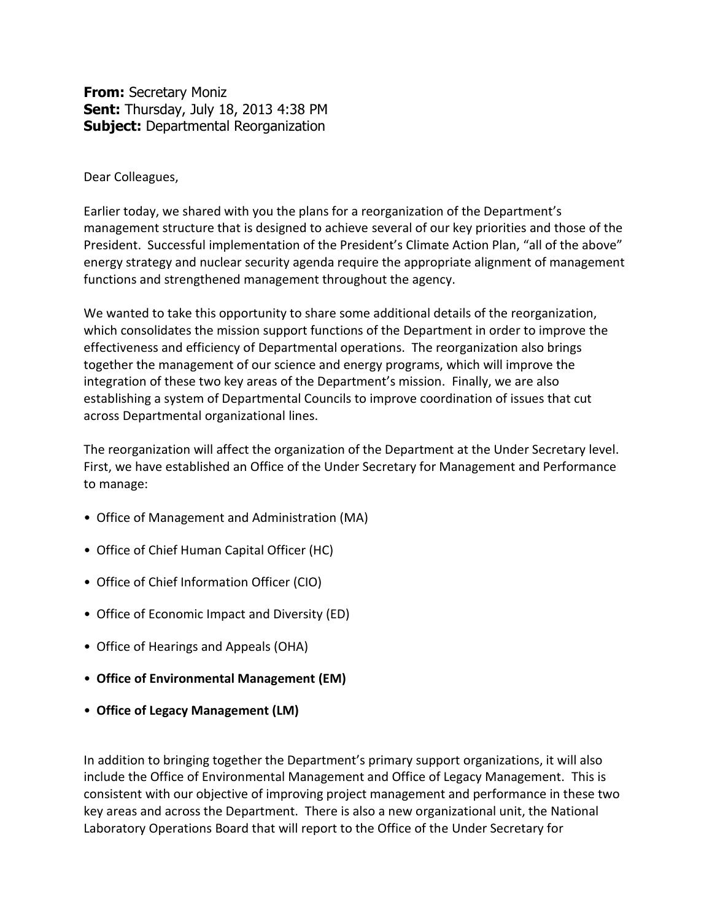**From:** Secretary Moniz
**Sent:** Thursday, July 18, 2013 4:38 PM
**Subject:** Departmental Reorganization

Dear Colleagues,

Earlier today, we shared with you the plans for a reorganization of the Department's management structure that is designed to achieve several of our key priorities and those of the President. Successful implementation of the President's Climate Action Plan, "all of the above" energy strategy and nuclear security agenda require the appropriate alignment of management functions and strengthened management throughout the agency.

We wanted to take this opportunity to share some additional details of the reorganization, which consolidates the mission support functions of the Department in order to improve the effectiveness and efficiency of Departmental operations. The reorganization also brings together the management of our science and energy programs, which will improve the integration of these two key areas of the Department's mission. Finally, we are also establishing a system of Departmental Councils to improve coordination of issues that cut across Departmental organizational lines.

The reorganization will affect the organization of the Department at the Under Secretary level. First, we have established an Office of the Under Secretary for Management and Performance to manage:

- Office of Management and Administration (MA)
- Office of Chief Human Capital Officer (HC)
- Office of Chief Information Officer (CIO)
- Office of Economic Impact and Diversity (ED)
- Office of Hearings and Appeals (OHA)
- **Office of Environmental Management (EM)**
- **Office of Legacy Management (LM)**

In addition to bringing together the Department's primary support organizations, it will also include the Office of Environmental Management and Office of Legacy Management. This is consistent with our objective of improving project management and performance in these two key areas and across the Department. There is also a new organizational unit, the National Laboratory Operations Board that will report to the Office of the Under Secretary for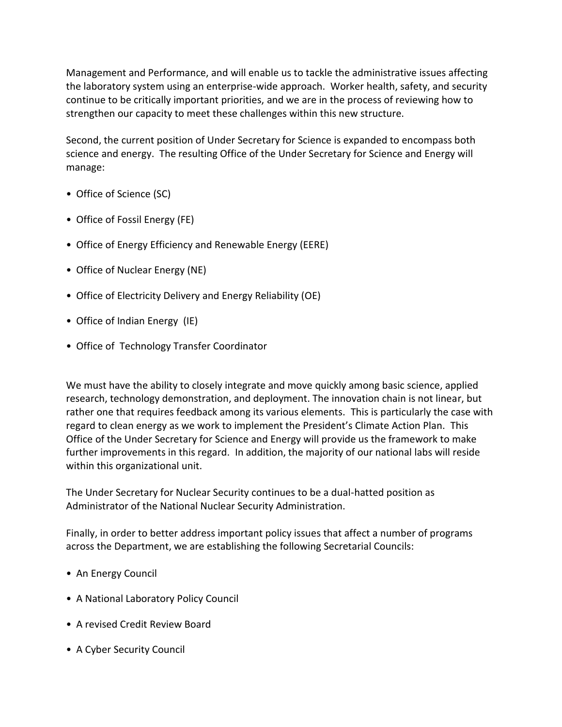Management and Performance, and will enable us to tackle the administrative issues affecting the laboratory system using an enterprise-wide approach. Worker health, safety, and security continue to be critically important priorities, and we are in the process of reviewing how to strengthen our capacity to meet these challenges within this new structure.

Second, the current position of Under Secretary for Science is expanded to encompass both science and energy. The resulting Office of the Under Secretary for Science and Energy will manage:

- Office of Science (SC)
- Office of Fossil Energy (FE)
- Office of Energy Efficiency and Renewable Energy (EERE)
- Office of Nuclear Energy (NE)
- Office of Electricity Delivery and Energy Reliability (OE)
- Office of Indian Energy (IE)
- Office of Technology Transfer Coordinator

We must have the ability to closely integrate and move quickly among basic science, applied research, technology demonstration, and deployment. The innovation chain is not linear, but rather one that requires feedback among its various elements. This is particularly the case with regard to clean energy as we work to implement the President's Climate Action Plan. This Office of the Under Secretary for Science and Energy will provide us the framework to make further improvements in this regard. In addition, the majority of our national labs will reside within this organizational unit.

The Under Secretary for Nuclear Security continues to be a dual-hatted position as Administrator of the National Nuclear Security Administration.

Finally, in order to better address important policy issues that affect a number of programs across the Department, we are establishing the following Secretarial Councils:

- An Energy Council
- A National Laboratory Policy Council
- A revised Credit Review Board
- A Cyber Security Council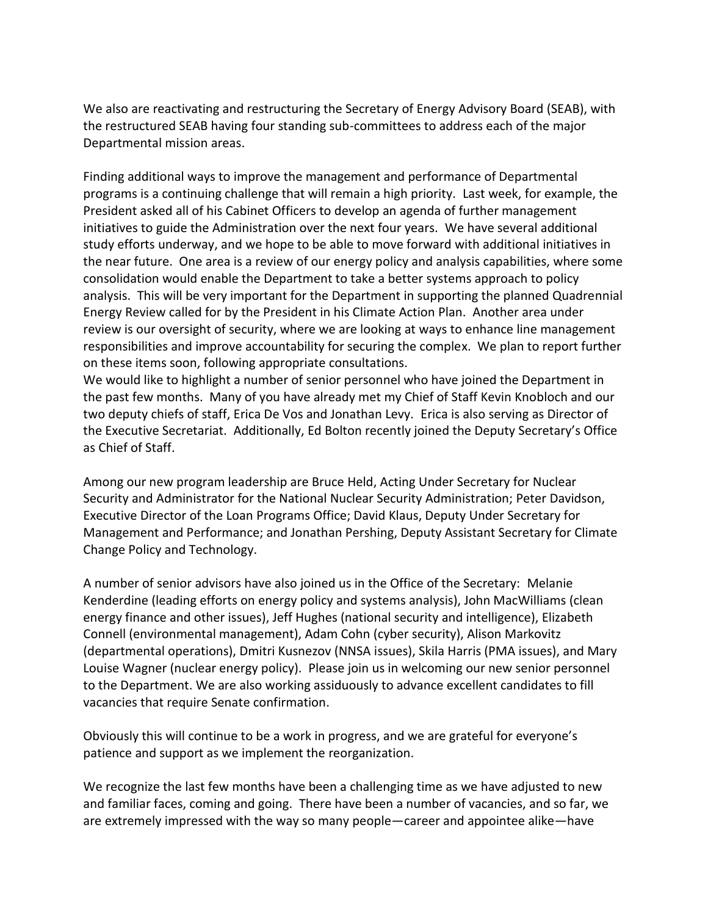We also are reactivating and restructuring the Secretary of Energy Advisory Board (SEAB), with the restructured SEAB having four standing sub-committees to address each of the major Departmental mission areas.

Finding additional ways to improve the management and performance of Departmental programs is a continuing challenge that will remain a high priority. Last week, for example, the President asked all of his Cabinet Officers to develop an agenda of further management initiatives to guide the Administration over the next four years. We have several additional study efforts underway, and we hope to be able to move forward with additional initiatives in the near future. One area is a review of our energy policy and analysis capabilities, where some consolidation would enable the Department to take a better systems approach to policy analysis. This will be very important for the Department in supporting the planned Quadrennial Energy Review called for by the President in his Climate Action Plan. Another area under review is our oversight of security, where we are looking at ways to enhance line management responsibilities and improve accountability for securing the complex. We plan to report further on these items soon, following appropriate consultations.

We would like to highlight a number of senior personnel who have joined the Department in the past few months. Many of you have already met my Chief of Staff Kevin Knobloch and our two deputy chiefs of staff, Erica De Vos and Jonathan Levy. Erica is also serving as Director of the Executive Secretariat. Additionally, Ed Bolton recently joined the Deputy Secretary's Office as Chief of Staff.

Among our new program leadership are Bruce Held, Acting Under Secretary for Nuclear Security and Administrator for the National Nuclear Security Administration; Peter Davidson, Executive Director of the Loan Programs Office; David Klaus, Deputy Under Secretary for Management and Performance; and Jonathan Pershing, Deputy Assistant Secretary for Climate Change Policy and Technology.

A number of senior advisors have also joined us in the Office of the Secretary: Melanie Kenderdine (leading efforts on energy policy and systems analysis), John MacWilliams (clean energy finance and other issues), Jeff Hughes (national security and intelligence), Elizabeth Connell (environmental management), Adam Cohn (cyber security), Alison Markovitz (departmental operations), Dmitri Kusnezov (NNSA issues), Skila Harris (PMA issues), and Mary Louise Wagner (nuclear energy policy). Please join us in welcoming our new senior personnel to the Department. We are also working assiduously to advance excellent candidates to fill vacancies that require Senate confirmation.

Obviously this will continue to be a work in progress, and we are grateful for everyone's patience and support as we implement the reorganization.

We recognize the last few months have been a challenging time as we have adjusted to new and familiar faces, coming and going. There have been a number of vacancies, and so far, we are extremely impressed with the way so many people—career and appointee alike—have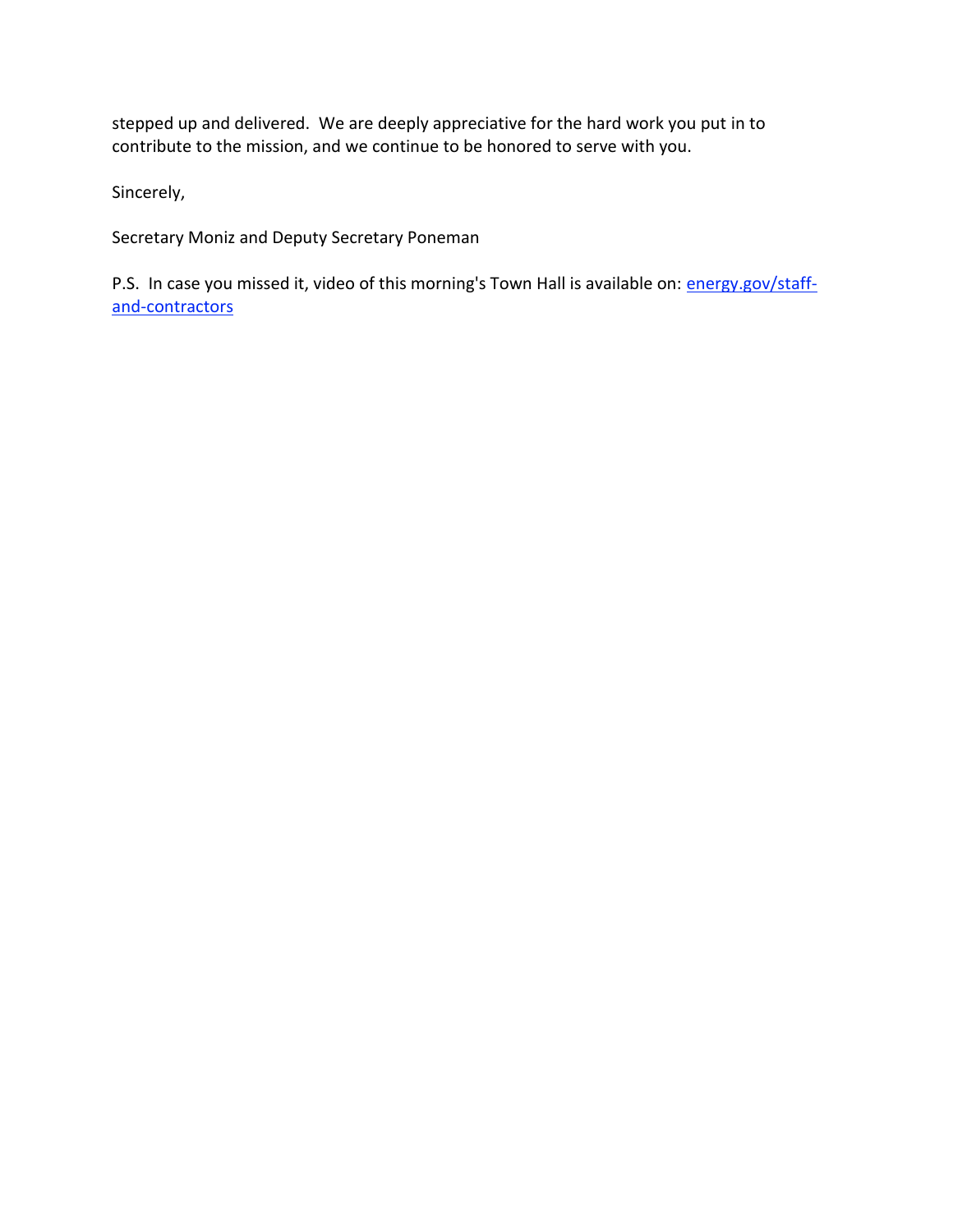stepped up and delivered. We are deeply appreciative for the hard work you put in to contribute to the mission, and we continue to be honored to serve with you.

Sincerely,

Secretary Moniz and Deputy Secretary Poneman

P.S. In case you missed it, video of this morning's Town Hall is available on: [energy.gov/staff-and-contractors](energy.gov/staff-and-contractors)